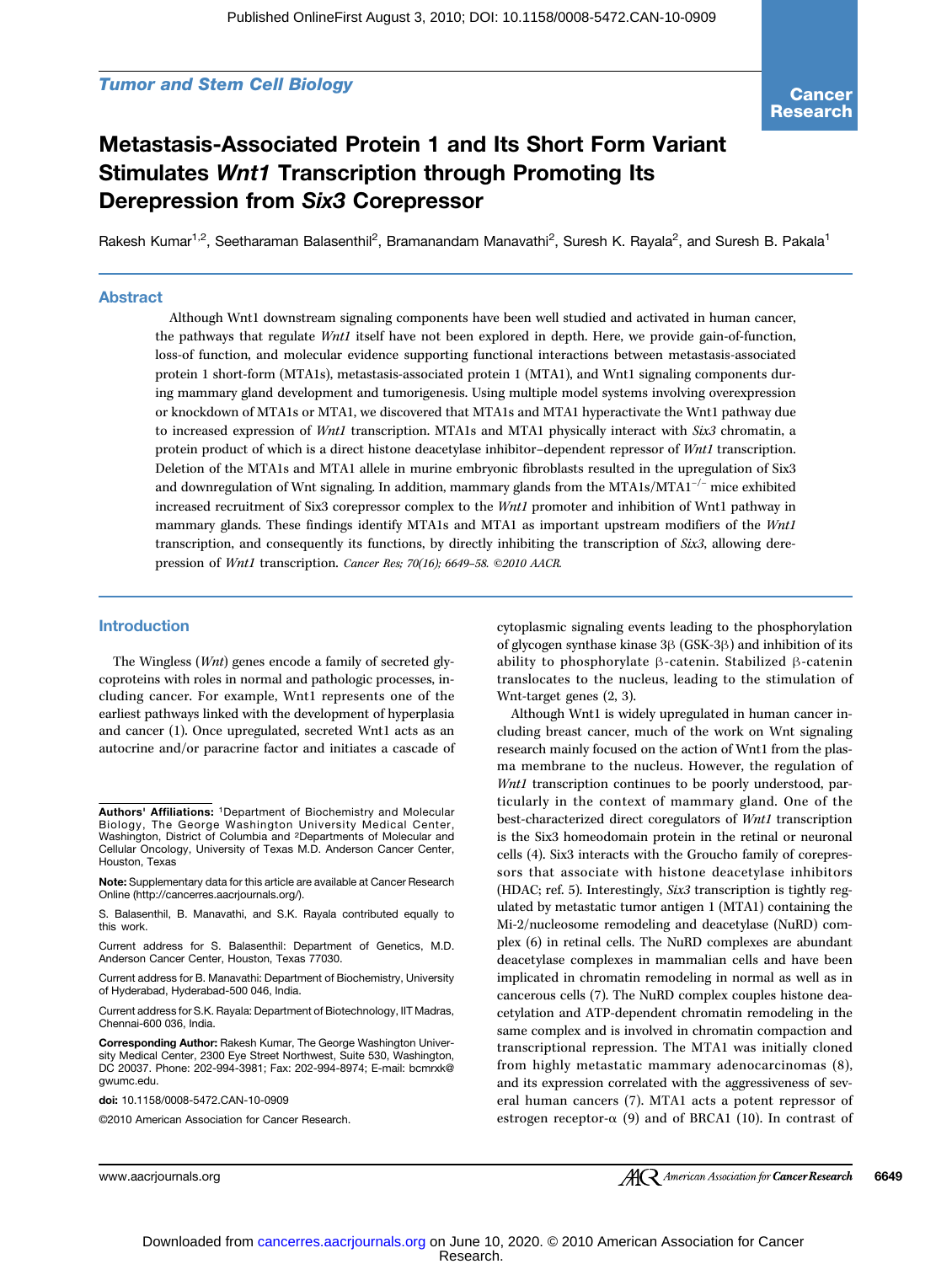Tumor and Stem Cell Biology

# Metastasis-Associated Protein 1 and Its Short Form Variant Stimulates *Wnt1* Transcription through Promoting Its Derepression from *Six3* Corepressor

Rakesh Kumar[1,2], Seetharaman Balasenthil[2], Bramanandam Manavathi[2], Suresh K. Rayala[2], and Suresh B. Pakala[1]

## Abstract

Although Wnt1 downstream signaling components have been well studied and activated in human cancer, the pathways that regulate *Wnt1* itself have not been explored in depth. Here, we provide gain-of-function, loss-of function, and molecular evidence supporting functional interactions between metastasis-associated protein 1 short-form (MTA1s), metastasis-associated protein 1 (MTA1), and Wnt1 signaling components during mammary gland development and tumorigenesis. Using multiple model systems involving overexpression or knockdown of MTA1s or MTA1, we discovered that MTA1s and MTA1 hyperactivate the Wnt1 pathway due to increased expression of *Wnt1* transcription. MTA1s and MTA1 physically interact with *Six3* chromatin, a protein product of which is a direct histone deacetylase inhibitor–dependent repressor of *Wnt1* transcription. Deletion of the MTA1s and MTA1 allele in murine embryonic fibroblasts resulted in the upregulation of Six3 and downregulation of Wnt signaling. In addition, mammary glands from the MTA1s/MTA1$^{-/-}$ mice exhibited increased recruitment of Six3 corepressor complex to the *Wnt1* promoter and inhibition of Wnt1 pathway in mammary glands. These findings identify MTA1s and MTA1 as important upstream modifiers of the *Wnt1* transcription, and consequently its functions, by directly inhibiting the transcription of *Six3*, allowing derepression of *Wnt1* transcription. *Cancer Res; 70(16); 6649–58. ©2010 AACR.*

## Introduction

The Wingless (*Wnt*) genes encode a family of secreted glycoproteins with roles in normal and pathologic processes, including cancer. For example, Wnt1 represents one of the earliest pathways linked with the development of hyperplasia and cancer (1). Once upregulated, secreted Wnt1 acts as an autocrine and/or paracrine factor and initiates a cascade of cytoplasmic signaling events leading to the phosphorylation of glycogen synthase kinase 3β (GSK-3β) and inhibition of its ability to phosphorylate β-catenin. Stabilized β-catenin translocates to the nucleus, leading to the stimulation of Wnt-target genes (2, 3).

Although Wnt1 is widely upregulated in human cancer including breast cancer, much of the work on Wnt signaling research mainly focused on the action of Wnt1 from the plasma membrane to the nucleus. However, the regulation of *Wnt1* transcription continues to be poorly understood, particularly in the context of mammary gland. One of the best-characterized direct coregulators of *Wnt1* transcription is the Six3 homeodomain protein in the retinal or neuronal cells (4). Six3 interacts with the Groucho family of corepressors that associate with histone deacetylase inhibitors (HDAC; ref. 5). Interestingly, *Six3* transcription is tightly regulated by metastatic tumor antigen 1 (MTA1) containing the Mi-2/nucleosome remodeling and deacetylase (NuRD) complex (6) in retinal cells. The NuRD complexes are abundant deacetylase complexes in mammalian cells and have been implicated in chromatin remodeling in normal as well as in cancerous cells (7). The NuRD complex couples histone deacetylation and ATP-dependent chromatin remodeling in the same complex and is involved in chromatin compaction and transcriptional repression. The MTA1 was initially cloned from highly metastatic mammary adenocarcinomas (8), and its expression correlated with the aggressiveness of several human cancers (7). MTA1 acts a potent repressor of estrogen receptor-α (9) and of BRCA1 (10). In contrast of

**Authors' Affiliations:** [1]Department of Biochemistry and Molecular Biology, The George Washington University Medical Center, Washington, District of Columbia and [2]Departments of Molecular and Cellular Oncology, University of Texas M.D. Anderson Cancer Center, Houston, Texas

**Note:** Supplementary data for this article are available at Cancer Research Online (http://cancerres.aacrjournals.org/).

S. Balasenthil, B. Manavathi, and S.K. Rayala contributed equally to this work.

Current address for S. Balasenthil: Department of Genetics, M.D. Anderson Cancer Center, Houston, Texas 77030.

Current address for B. Manavathi: Department of Biochemistry, University of Hyderabad, Hyderabad-500 046, India.

Current address for S.K. Rayala: Department of Biotechnology, IIT Madras, Chennai-600 036, India.

**Corresponding Author:** Rakesh Kumar, The George Washington University Medical Center, 2300 Eye Street Northwest, Suite 530, Washington, DC 20037. Phone: 202-994-3981; Fax: 202-994-8974; E-mail: bcmrxk@gwumc.edu.

**doi:** 10.1158/0008-5472.CAN-10-0909

©2010 American Association for Cancer Research.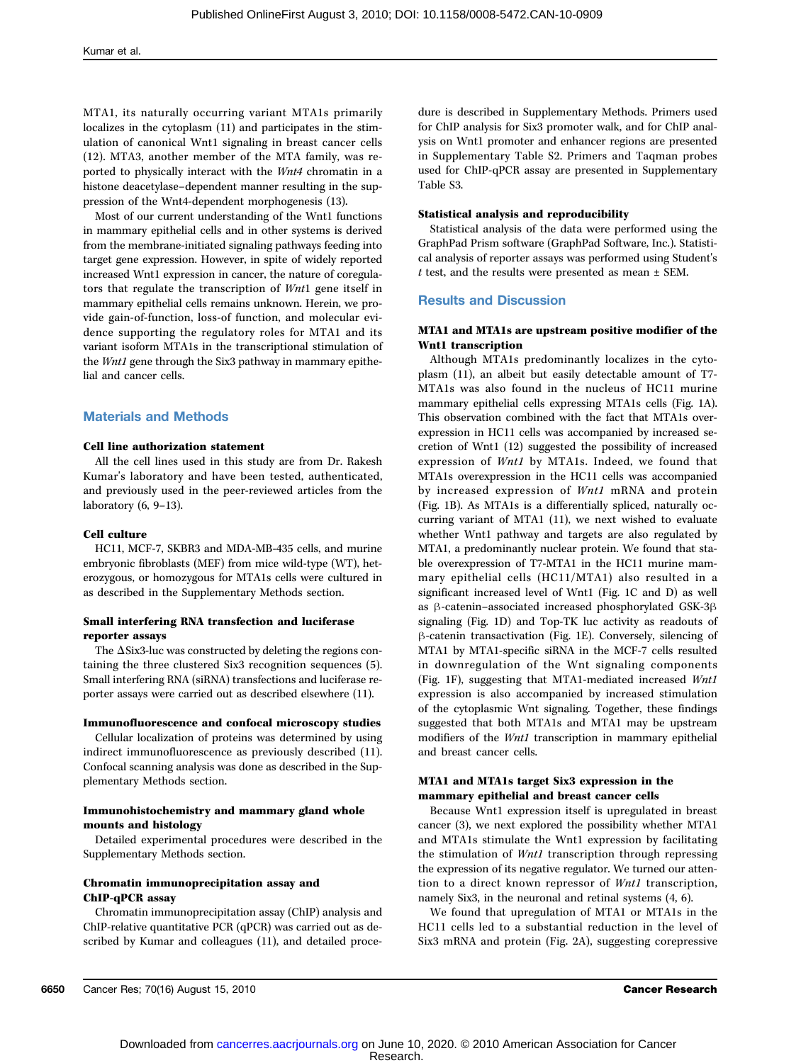MTA1, its naturally occurring variant MTA1s primarily localizes in the cytoplasm (11) and participates in the stimulation of canonical Wnt1 signaling in breast cancer cells (12). MTA3, another member of the MTA family, was reported to physically interact with the *Wnt4* chromatin in a histone deacetylase–dependent manner resulting in the suppression of the Wnt4-dependent morphogenesis (13).

Most of our current understanding of the Wnt1 functions in mammary epithelial cells and in other systems is derived from the membrane-initiated signaling pathways feeding into target gene expression. However, in spite of widely reported increased Wnt1 expression in cancer, the nature of coregulators that regulate the transcription of *Wnt*1 gene itself in mammary epithelial cells remains unknown. Herein, we provide gain-of-function, loss-of function, and molecular evidence supporting the regulatory roles for MTA1 and its variant isoform MTA1s in the transcriptional stimulation of the *Wnt1* gene through the Six3 pathway in mammary epithelial and cancer cells.

## Materials and Methods

### Cell line authorization statement

All the cell lines used in this study are from Dr. Rakesh Kumar's laboratory and have been tested, authenticated, and previously used in the peer-reviewed articles from the laboratory (6, 9–13).

### Cell culture

HC11, MCF-7, SKBR3 and MDA-MB-435 cells, and murine embryonic fibroblasts (MEF) from mice wild-type (WT), heterozygous, or homozygous for MTA1s cells were cultured in as described in the Supplementary Methods section.

### Small interfering RNA transfection and luciferase reporter assays

The ΔSix3-luc was constructed by deleting the regions containing the three clustered Six3 recognition sequences (5). Small interfering RNA (siRNA) transfections and luciferase reporter assays were carried out as described elsewhere (11).

### Immunofluorescence and confocal microscopy studies

Cellular localization of proteins was determined by using indirect immunofluorescence as previously described (11). Confocal scanning analysis was done as described in the Supplementary Methods section.

### Immunohistochemistry and mammary gland whole mounts and histology

Detailed experimental procedures were described in the Supplementary Methods section.

### Chromatin immunoprecipitation assay and ChIP-qPCR assay

Chromatin immunoprecipitation assay (ChIP) analysis and ChIP-relative quantitative PCR (qPCR) was carried out as described by Kumar and colleagues (11), and detailed procedure is described in Supplementary Methods. Primers used for ChIP analysis for Six3 promoter walk, and for ChIP analysis on Wnt1 promoter and enhancer regions are presented in Supplementary Table S2. Primers and Taqman probes used for ChIP-qPCR assay are presented in Supplementary Table S3.

### Statistical analysis and reproducibility

Statistical analysis of the data were performed using the GraphPad Prism software (GraphPad Software, Inc.). Statistical analysis of reporter assays was performed using Student's *t* test, and the results were presented as mean ± SEM.

## Results and Discussion

### MTA1 and MTA1s are upstream positive modifier of the Wnt1 transcription

Although MTA1s predominantly localizes in the cytoplasm (11), an albeit but easily detectable amount of T7-MTA1s was also found in the nucleus of HC11 murine mammary epithelial cells expressing MTA1s cells (Fig. 1A). This observation combined with the fact that MTA1s overexpression in HC11 cells was accompanied by increased secretion of Wnt1 (12) suggested the possibility of increased expression of *Wnt1* by MTA1s. Indeed, we found that MTA1s overexpression in the HC11 cells was accompanied by increased expression of *Wnt1* mRNA and protein (Fig. 1B). As MTA1s is a differentially spliced, naturally occurring variant of MTA1 (11), we next wished to evaluate whether Wnt1 pathway and targets are also regulated by MTA1, a predominantly nuclear protein. We found that stable overexpression of T7-MTA1 in the HC11 murine mammary epithelial cells (HC11/MTA1) also resulted in a significant increased level of Wnt1 (Fig. 1C and D) as well as β-catenin–associated increased phosphorylated GSK-3β signaling (Fig. 1D) and Top-TK luc activity as readouts of β-catenin transactivation (Fig. 1E). Conversely, silencing of MTA1 by MTA1-specific siRNA in the MCF-7 cells resulted in downregulation of the Wnt signaling components (Fig. 1F), suggesting that MTA1-mediated increased *Wnt1* expression is also accompanied by increased stimulation of the cytoplasmic Wnt signaling. Together, these findings suggested that both MTA1s and MTA1 may be upstream modifiers of the *Wnt1* transcription in mammary epithelial and breast cancer cells.

### MTA1 and MTA1s target Six3 expression in the mammary epithelial and breast cancer cells

Because Wnt1 expression itself is upregulated in breast cancer (3), we next explored the possibility whether MTA1 and MTA1s stimulate the Wnt1 expression by facilitating the stimulation of *Wnt1* transcription through repressing the expression of its negative regulator. We turned our attention to a direct known repressor of *Wnt1* transcription, namely Six3, in the neuronal and retinal systems (4, 6).

We found that upregulation of MTA1 or MTA1s in the HC11 cells led to a substantial reduction in the level of Six3 mRNA and protein (Fig. 2A), suggesting corepressive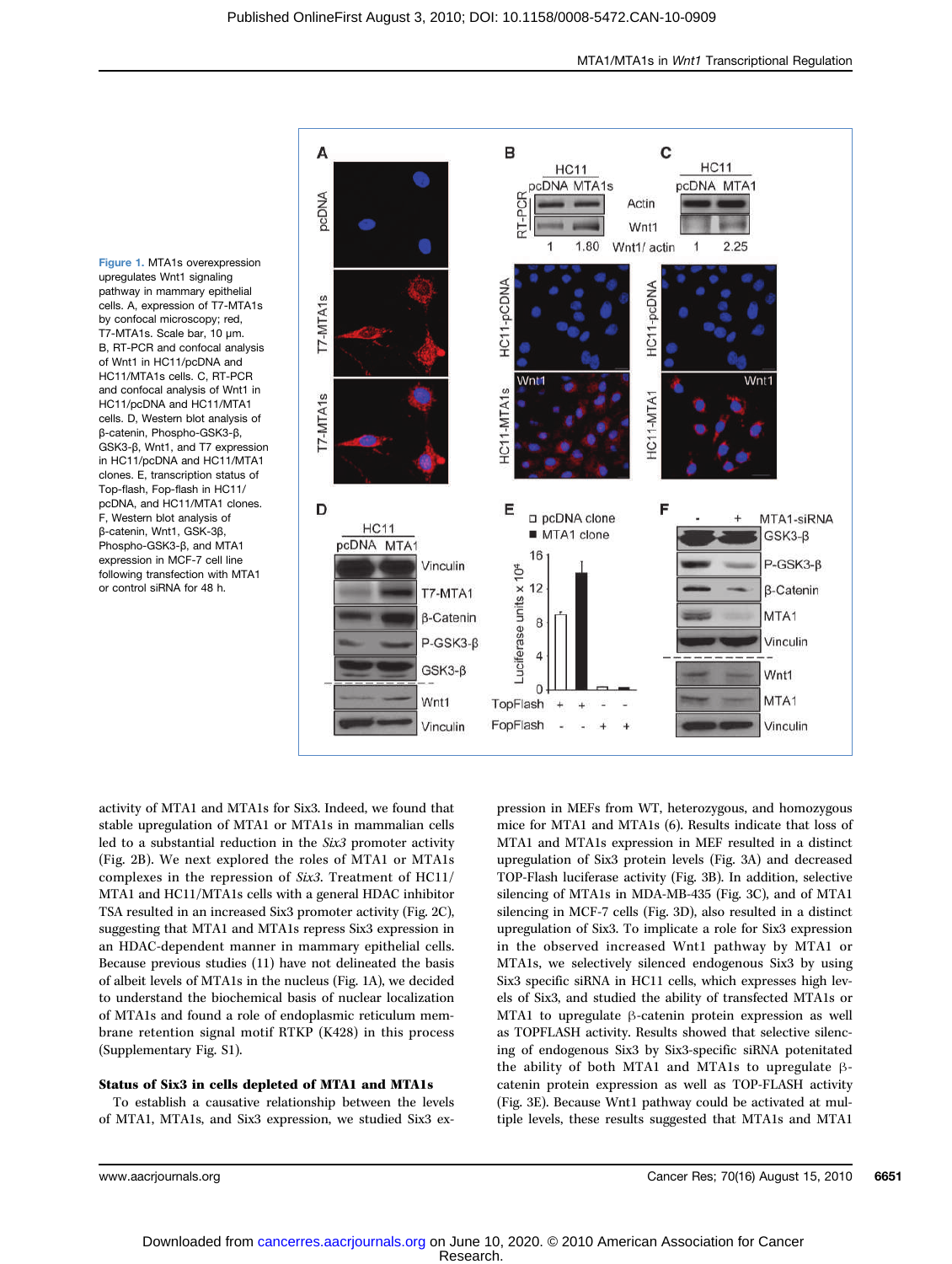Figure 1. MTA1s overexpression upregulates Wnt1 signaling pathway in mammary epithelial cells. A, expression of T7-MTA1s by confocal microscopy; red, T7-MTA1s. Scale bar, 10 μm. B, RT-PCR and confocal analysis of Wnt1 in HC11/pcDNA and HC11/MTA1s cells. C, RT-PCR and confocal analysis of Wnt1 in HC11/pcDNA and HC11/MTA1 cells. D, Western blot analysis of β-catenin, Phospho-GSK3-β, GSK3-β, Wnt1, and T7 expression in HC11/pcDNA and HC11/MTA1 clones. E, transcription status of Top-flash, Fop-flash in HC11/pcDNA, and HC11/MTA1 clones. F, Western blot analysis of β-catenin, Wnt1, GSK-3β, Phospho-GSK3-β, and MTA1 expression in MCF-7 cell line following transfection with MTA1 or control siRNA for 48 h.

activity of MTA1 and MTA1s for Six3. Indeed, we found that stable upregulation of MTA1 or MTA1s in mammalian cells led to a substantial reduction in the *Six3* promoter activity (Fig. 2B). We next explored the roles of MTA1 or MTA1s complexes in the repression of *Six3*. Treatment of HC11/MTA1 and HC11/MTA1s cells with a general HDAC inhibitor TSA resulted in an increased Six3 promoter activity (Fig. 2C), suggesting that MTA1 and MTA1s repress Six3 expression in an HDAC-dependent manner in mammary epithelial cells. Because previous studies (11) have not delineated the basis of albeit levels of MTA1s in the nucleus (Fig. 1A), we decided to understand the biochemical basis of nuclear localization of MTA1s and found a role of endoplasmic reticulum membrane retention signal motif RTKP (K428) in this process (Supplementary Fig. S1).

**Status of Six3 in cells depleted of MTA1 and MTA1s**

To establish a causative relationship between the levels of MTA1, MTA1s, and Six3 expression, we studied Six3 expression in MEFs from WT, heterozygous, and homozygous mice for MTA1 and MTA1s (6). Results indicate that loss of MTA1 and MTA1s expression in MEF resulted in a distinct upregulation of Six3 protein levels (Fig. 3A) and decreased TOP-Flash luciferase activity (Fig. 3B). In addition, selective silencing of MTA1s in MDA-MB-435 (Fig. 3C), and of MTA1 silencing in MCF-7 cells (Fig. 3D), also resulted in a distinct upregulation of Six3. To implicate a role for Six3 expression in the observed increased Wnt1 pathway by MTA1 or MTA1s, we selectively silenced endogenous Six3 by using Six3 specific siRNA in HC11 cells, which expresses high levels of Six3, and studied the ability of transfected MTA1s or MTA1 to upregulate β-catenin protein expression as well as TOPFLASH activity. Results showed that selective silencing of endogenous Six3 by Six3-specific siRNA potentiated the ability of both MTA1 and MTA1s to upregulate β-catenin protein expression as well as TOP-FLASH activity (Fig. 3E). Because Wnt1 pathway could be activated at multiple levels, these results suggested that MTA1s and MTA1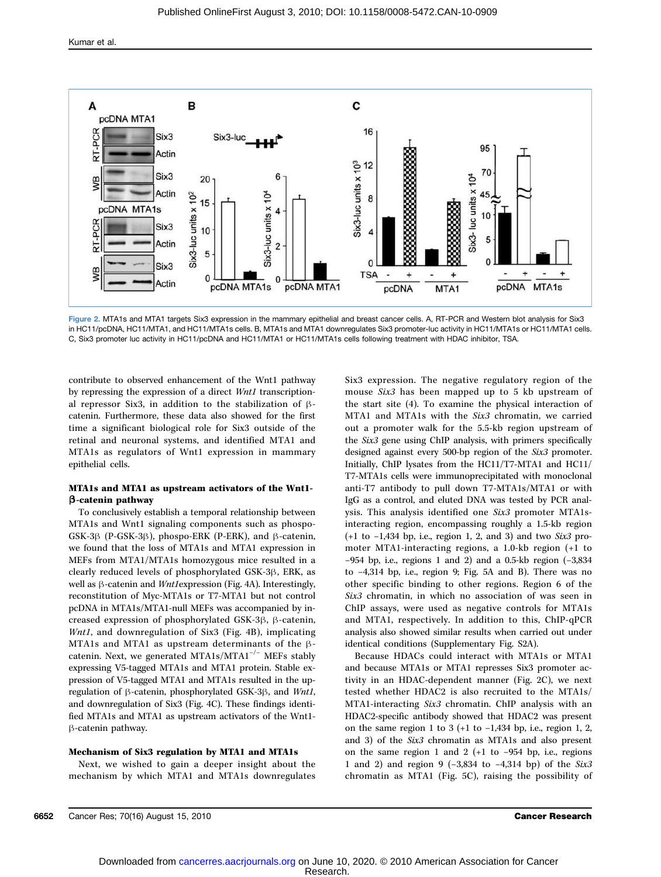Figure 2. MTA1s and MTA1 targets Six3 expression in the mammary epithelial and breast cancer cells. A, RT-PCR and Western blot analysis for Six3 in HC11/pcDNA, HC11/MTA1, and HC11/MTA1s cells. B, MTA1s and MTA1 downregulates Six3 promoter-luc activity in HC11/MTA1s or HC11/MTA1 cells. C, Six3 promoter luc activity in HC11/pcDNA and HC11/MTA1 or HC11/MTA1s cells following treatment with HDAC inhibitor, TSA.

contribute to observed enhancement of the Wnt1 pathway by repressing the expression of a direct *Wnt1* transcriptional repressor Six3, in addition to the stabilization of β-catenin. Furthermore, these data also showed for the first time a significant biological role for Six3 outside of the retinal and neuronal systems, and identified MTA1 and MTA1s as regulators of Wnt1 expression in mammary epithelial cells.

### MTA1s and MTA1 as upstream activators of the Wnt1-β-catenin pathway

To conclusively establish a temporal relationship between MTA1s and Wnt1 signaling components such as phospo-GSK-3β (P-GSK-3β), phospo-ERK (P-ERK), and β-catenin, we found that the loss of MTA1s and MTA1 expression in MEFs from MTA1/MTA1s homozygous mice resulted in a clearly reduced levels of phosphorylated GSK-3β, ERK, as well as β-catenin and *Wnt1*expression (Fig. 4A). Interestingly, reconstitution of Myc-MTA1s or T7-MTA1 but not control pcDNA in MTA1s/MTA1-null MEFs was accompanied by increased expression of phosphorylated GSK-3β, β-catenin, *Wnt1*, and downregulation of Six3 (Fig. 4B), implicating MTA1s and MTA1 as upstream determinants of the β-catenin. Next, we generated MTA1s/MTA1$^{-/-}$ MEFs stably expressing V5-tagged MTA1s and MTA1 protein. Stable expression of V5-tagged MTA1 and MTA1s resulted in the upregulation of β-catenin, phosphorylated GSK-3β, and *Wnt1*, and downregulation of Six3 (Fig. 4C). These findings identified MTA1s and MTA1 as upstream activators of the Wnt1-β-catenin pathway.

### Mechanism of Six3 regulation by MTA1 and MTA1s

Next, we wished to gain a deeper insight about the mechanism by which MTA1 and MTA1s downregulates Six3 expression. The negative regulatory region of the mouse *Six3* has been mapped up to 5 kb upstream of the start site (4). To examine the physical interaction of MTA1 and MTA1s with the *Six3* chromatin, we carried out a promoter walk for the 5.5-kb region upstream of the *Six3* gene using ChIP analysis, with primers specifically designed against every 500-bp region of the *Six3* promoter. Initially, ChIP lysates from the HC11/T7-MTA1 and HC11/T7-MTA1s cells were immunoprecipitated with monoclonal anti-T7 antibody to pull down T7-MTA1s/MTA1 or with IgG as a control, and eluted DNA was tested by PCR analysis. This analysis identified one *Six3* promoter MTA1s-interacting region, encompassing roughly a 1.5-kb region (+1 to −1,434 bp, i.e., region 1, 2, and 3) and two *Six3* promoter MTA1-interacting regions, a 1.0-kb region (+1 to −954 bp, i.e., regions 1 and 2) and a 0.5-kb region (−3,834 to −4,314 bp, i.e., region 9; Fig. 5A and B). There was no other specific binding to other regions. Region 6 of the *Six3* chromatin, in which no association of was seen in ChIP assays, were used as negative controls for MTA1s and MTA1, respectively. In addition to this, ChIP-qPCR analysis also showed similar results when carried out under identical conditions (Supplementary Fig. S2A).

Because HDACs could interact with MTA1s or MTA1 and because MTA1s or MTA1 represses Six3 promoter activity in an HDAC-dependent manner (Fig. 2C), we next tested whether HDAC2 is also recruited to the MTA1s/MTA1-interacting *Six3* chromatin. ChIP analysis with an HDAC2-specific antibody showed that HDAC2 was present on the same region 1 to 3 (+1 to −1,434 bp, i.e., region 1, 2, and 3) of the *Six3* chromatin as MTA1s and also present on the same region 1 and 2 (+1 to −954 bp, i.e., regions 1 and 2) and region 9 (−3,834 to −4,314 bp) of the *Six3* chromatin as MTA1 (Fig. 5C), raising the possibility of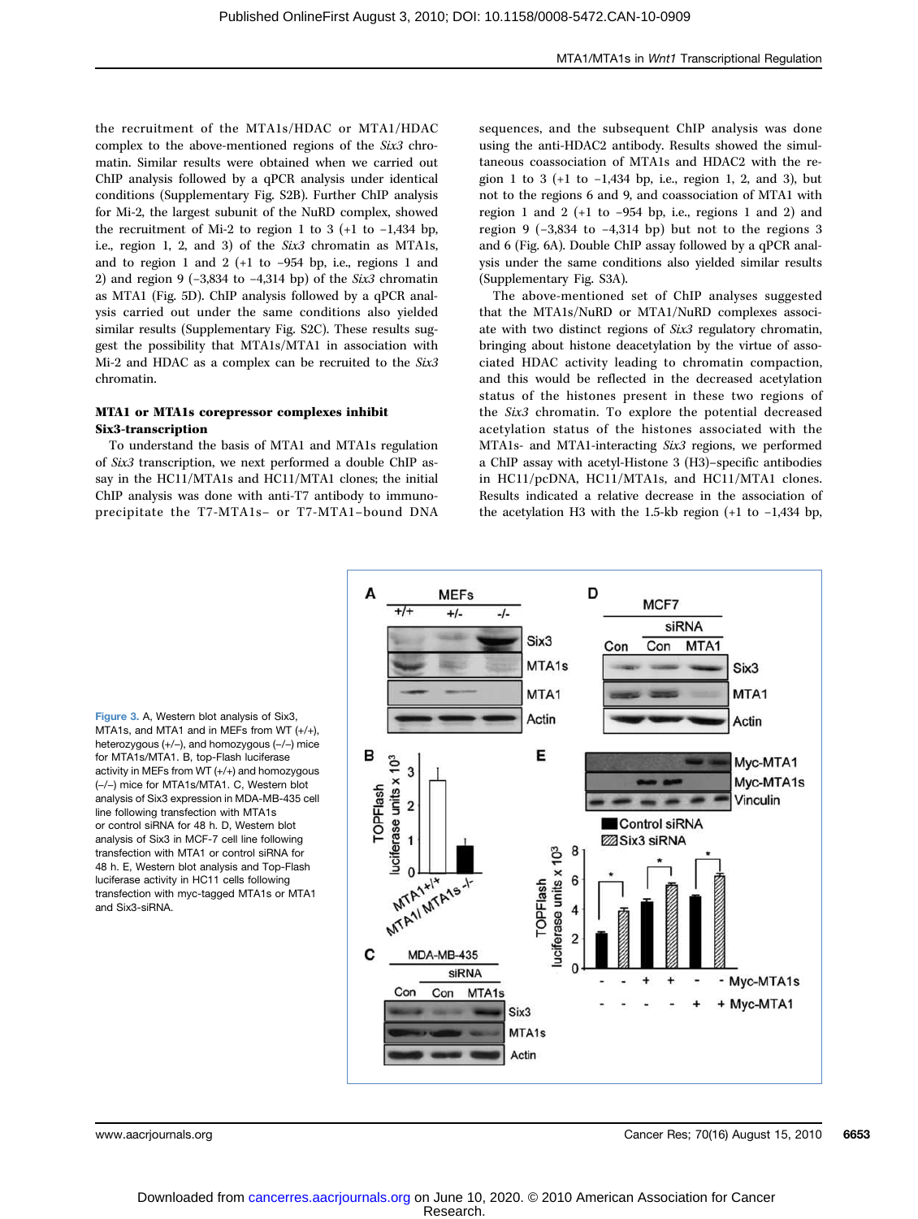the recruitment of the MTA1s/HDAC or MTA1/HDAC complex to the above-mentioned regions of the *Six3* chromatin. Similar results were obtained when we carried out ChIP analysis followed by a qPCR analysis under identical conditions (Supplementary Fig. S2B). Further ChIP analysis for Mi-2, the largest subunit of the NuRD complex, showed the recruitment of Mi-2 to region 1 to 3 (+1 to −1,434 bp, i.e., region 1, 2, and 3) of the *Six3* chromatin as MTA1s, and to region 1 and 2 (+1 to −954 bp, i.e., regions 1 and 2) and region 9 (−3,834 to −4,314 bp) of the *Six3* chromatin as MTA1 (Fig. 5D). ChIP analysis followed by a qPCR analysis carried out under the same conditions also yielded similar results (Supplementary Fig. S2C). These results suggest the possibility that MTA1s/MTA1 in association with Mi-2 and HDAC as a complex can be recruited to the *Six3* chromatin.

### MTA1 or MTA1s corepressor complexes inhibit Six3-transcription

To understand the basis of MTA1 and MTA1s regulation of *Six3* transcription, we next performed a double ChIP assay in the HC11/MTA1s and HC11/MTA1 clones; the initial ChIP analysis was done with anti-T7 antibody to immunoprecipitate the T7-MTA1s– or T7-MTA1–bound DNA sequences, and the subsequent ChIP analysis was done using the anti-HDAC2 antibody. Results showed the simultaneous coassociation of MTA1s and HDAC2 with the region 1 to 3 (+1 to −1,434 bp, i.e., region 1, 2, and 3), but not to the regions 6 and 9, and coassociation of MTA1 with region 1 and 2 (+1 to −954 bp, i.e., regions 1 and 2) and region 9 (−3,834 to −4,314 bp) but not to the regions 3 and 6 (Fig. 6A). Double ChIP assay followed by a qPCR analysis under the same conditions also yielded similar results (Supplementary Fig. S3A).

The above-mentioned set of ChIP analyses suggested that the MTA1s/NuRD or MTA1/NuRD complexes associate with two distinct regions of *Six3* regulatory chromatin, bringing about histone deacetylation by the virtue of associated HDAC activity leading to chromatin compaction, and this would be reflected in the decreased acetylation status of the histones present in these two regions of the *Six3* chromatin. To explore the potential decreased acetylation status of the histones associated with the MTA1s- and MTA1-interacting *Six3* regions, we performed a ChIP assay with acetyl-Histone 3 (H3)–specific antibodies in HC11/pcDNA, HC11/MTA1s, and HC11/MTA1 clones. Results indicated a relative decrease in the association of the acetylation H3 with the 1.5-kb region (+1 to −1,434 bp,

Figure 3. A, Western blot analysis of Six3, MTA1s, and MTA1 and in MEFs from WT (+/+), heterozygous (+/−), and homozygous (−/−) mice for MTA1s/MTA1. B, top-Flash luciferase activity in MEFs from WT (+/+) and homozygous (−/−) mice for MTA1s/MTA1. C, Western blot analysis of Six3 expression in MDA-MB-435 cell line following transfection with MTA1s or control siRNA for 48 h. D, Western blot analysis of Six3 in MCF-7 cell line following transfection with MTA1 or control siRNA for 48 h. E, Western blot analysis and Top-Flash luciferase activity in HC11 cells following transfection with myc-tagged MTA1s or MTA1 and Six3-siRNA.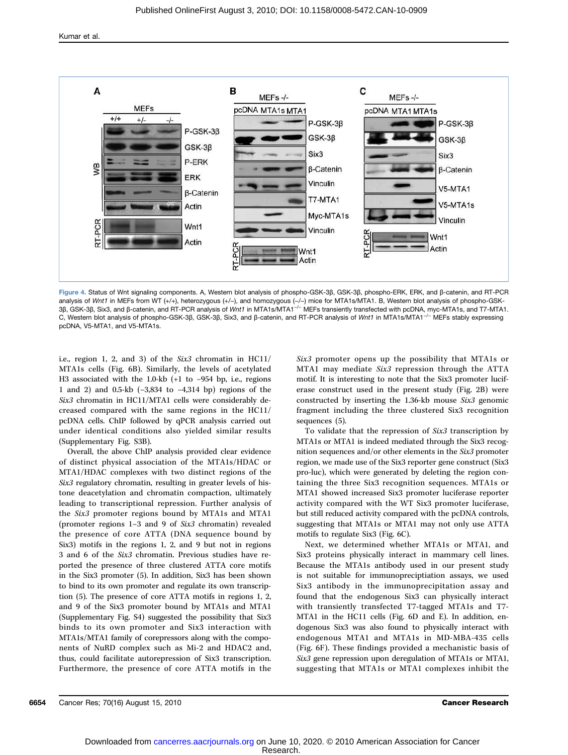Figure 4. Status of Wnt signaling components. A, Western blot analysis of phospho-GSK-3β, GSK-3β, phospho-ERK, ERK, and β-catenin, and RT-PCR analysis of *Wnt1* in MEFs from WT (+/+), heterozygous (+/–), and homozygous (–/–) mice for MTA1s/MTA1. B, Western blot analysis of phospho-GSK-3β, GSK-3β, Six3, and β-catenin, and RT-PCR analysis of *Wnt1* in MTA1s/MTA1$^{-/-}$ MEFs transiently transfected with pcDNA, myc-MTA1s, and T7-MTA1. C, Western blot analysis of phospho-GSK-3β, GSK-3β, Six3, and β-catenin, and RT-PCR analysis of *Wnt1* in MTA1s/MTA1$^{-/-}$ MEFs stably expressing pcDNA, V5-MTA1, and V5-MTA1s.

i.e., region 1, 2, and 3) of the *Six3* chromatin in HC11/MTA1s cells (Fig. 6B). Similarly, the levels of acetylated H3 associated with the 1.0-kb (+1 to –954 bp, i.e., regions 1 and 2) and 0.5-kb (–3,834 to –4,314 bp) regions of the *Six3* chromatin in HC11/MTA1 cells were considerably decreased compared with the same regions in the HC11/pcDNA cells. ChIP followed by qPCR analysis carried out under identical conditions also yielded similar results (Supplementary Fig. S3B).

Overall, the above ChIP analysis provided clear evidence of distinct physical association of the MTA1s/HDAC or MTA1/HDAC complexes with two distinct regions of the *Six3* regulatory chromatin, resulting in greater levels of histone deacetylation and chromatin compaction, ultimately leading to transcriptional repression. Further analysis of the *Six3* promoter regions bound by MTA1s and MTA1 (promoter regions 1–3 and 9 of *Six3* chromatin) revealed the presence of core ATTA (DNA sequence bound by Six3) motifs in the regions 1, 2, and 9 but not in regions 3 and 6 of the *Six3* chromatin. Previous studies have reported the presence of three clustered ATTA core motifs in the Six3 promoter (5). In addition, Six3 has been shown to bind to its own promoter and regulate its own transcription (5). The presence of core ATTA motifs in regions 1, 2, and 9 of the Six3 promoter bound by MTA1s and MTA1 (Supplementary Fig. S4) suggested the possibility that Six3 binds to its own promoter and Six3 interaction with MTA1s/MTA1 family of corepressors along with the components of NuRD complex such as Mi-2 and HDAC2 and, thus, could facilitate autorepression of Six3 transcription. Furthermore, the presence of core ATTA motifs in the *Six3* promoter opens up the possibility that MTA1s or MTA1 may mediate *Six3* repression through the ATTA motif. It is interesting to note that the Six3 promoter luciferase construct used in the present study (Fig. 2B) were constructed by inserting the 1.36-kb mouse *Six3* genomic fragment including the three clustered Six3 recognition sequences (5).

To validate that the repression of *Six3* transcription by MTA1s or MTA1 is indeed mediated through the Six3 recognition sequences and/or other elements in the *Six3* promoter region, we made use of the Six3 reporter gene construct (Six3 pro-luc), which were generated by deleting the region containing the three Six3 recognition sequences. MTA1s or MTA1 showed increased Six3 promoter luciferase reporter activity compared with the WT Six3 promoter luciferase, but still reduced activity compared with the pcDNA controls, suggesting that MTA1s or MTA1 may not only use ATTA motifs to regulate Six3 (Fig. 6C).

Next, we determined whether MTA1s or MTA1, and Six3 proteins physically interact in mammary cell lines. Because the MTA1s antibody used in our present study is not suitable for immunopreciptiation assays, we used Six3 antibody in the immunoprecipitation assay and found that the endogenous Six3 can physically interact with transiently transfected T7-tagged MTA1s and T7-MTA1 in the HC11 cells (Fig. 6D and E). In addition, endogenous Six3 was also found to physically interact with endogenous MTA1 and MTA1s in MD-MBA-435 cells (Fig. 6F). These findings provided a mechanistic basis of *Six3* gene repression upon deregulation of MTA1s or MTA1, suggesting that MTA1s or MTA1 complexes inhibit the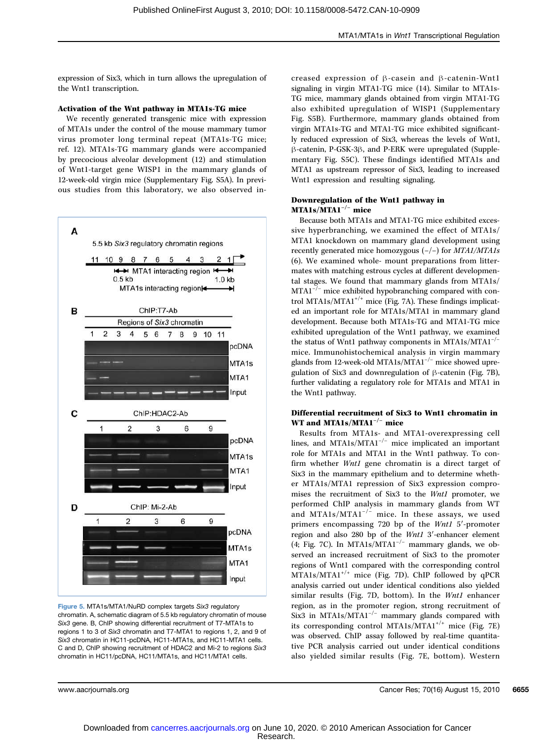expression of Six3, which in turn allows the upregulation of the Wnt1 transcription.

### Activation of the Wnt pathway in MTA1s-TG mice

We recently generated transgenic mice with expression of MTA1s under the control of the mouse mammary tumor virus promoter long terminal repeat (MTA1s-TG mice; ref. 12). MTA1s-TG mammary glands were accompanied by precocious alveolar development (12) and stimulation of Wnt1-target gene WISP1 in the mammary glands of 12-week-old virgin mice (Supplementary Fig. S5A). In previous studies from this laboratory, we also observed increased expression of β-casein and β-catenin-Wnt1 signaling in virgin MTA1-TG mice (14). Similar to MTA1s-TG mice, mammary glands obtained from virgin MTA1-TG also exhibited upregulation of WISP1 (Supplementary Fig. S5B). Furthermore, mammary glands obtained from virgin MTA1s-TG and MTA1-TG mice exhibited significantly reduced expression of Six3, whereas the levels of Wnt1, β-catenin, P-GSK-3β, and P-ERK were upregulated (Supplementary Fig. S5C). These findings identified MTA1s and MTA1 as upstream repressor of Six3, leading to increased Wnt1 expression and resulting signaling.

Figure 5. MTA1s/MTA1/NuRD complex targets *Six3* regulatory chromatin. A, schematic diagram of 5.5 kb regulatory chromatin of mouse *Six3* gene. B, ChIP showing differential recruitment of T7-MTA1s to regions 1 to 3 of *Six3* chromatin and T7-MTA1 to regions 1, 2, and 9 of *Six3* chromatin in HC11-pcDNA, HC11-MTA1s, and HC11-MTA1 cells. C and D, ChIP showing recruitment of HDAC2 and Mi-2 to regions *Six3* chromatin in HC11/pcDNA, HC11/MTA1s, and HC11/MTA1 cells.

### Downregulation of the Wnt1 pathway in MTA1s/MTA1$^{-/-}$ mice

Because both MTA1s and MTA1-TG mice exhibited excessive hyperbranching, we examined the effect of MTA1s/MTA1 knockdown on mammary gland development using recently generated mice homozygous (−/−) for *MTA1/MTA1s* (6). We examined whole- mount preparations from littermates with matching estrous cycles at different developmental stages. We found that mammary glands from MTA1s/MTA1$^{-/-}$ mice exhibited hypobranching compared with control MTA1s/MTA1$^{+/+}$ mice (Fig. 7A). These findings implicated an important role for MTA1s/MTA1 in mammary gland development. Because both MTA1s-TG and MTA1-TG mice exhibited upregulation of the Wnt1 pathway, we examined the status of Wnt1 pathway components in MTA1s/MTA1$^{-/-}$ mice. Immunohistochemical analysis in virgin mammary glands from 12-week-old MTA1s/MTA1$^{-/-}$ mice showed upregulation of Six3 and downregulation of β-catenin (Fig. 7B), further validating a regulatory role for MTA1s and MTA1 in the Wnt1 pathway.

### Differential recruitment of Six3 to Wnt1 chromatin in WT and MTA1s/MTA1$^{-/-}$ mice

Results from MTA1s- and MTA1-overexpressing cell lines, and MTA1s/MTA1$^{-/-}$ mice implicated an important role for MTA1s and MTA1 in the Wnt1 pathway. To confirm whether *Wnt1* gene chromatin is a direct target of Six3 in the mammary epithelium and to determine whether MTA1s/MTA1 repression of Six3 expression compromises the recruitment of Six3 to the *Wnt1* promoter, we performed ChIP analysis in mammary glands from WT and MTA1s/MTA1$^{-/-}$ mice. In these assays, we used primers encompassing 720 bp of the *Wnt1* 5′-promoter region and also 280 bp of the *Wnt1* 3′-enhancer element (4; Fig. 7C). In MTA1s/MTA1$^{-/-}$ mammary glands, we observed an increased recruitment of Six3 to the promoter regions of Wnt1 compared with the corresponding control MTA1s/MTA1$^{+/+}$ mice (Fig. 7D). ChIP followed by qPCR analysis carried out under identical conditions also yielded similar results (Fig. 7D, bottom). In the *Wnt1* enhancer region, as in the promoter region, strong recruitment of Six3 in MTA1s/MTA1$^{-/-}$ mammary glands compared with its corresponding control MTA1s/MTA1$^{+/+}$ mice (Fig. 7E) was observed. ChIP assay followed by real-time quantitative PCR analysis carried out under identical conditions also yielded similar results (Fig. 7E, bottom). Western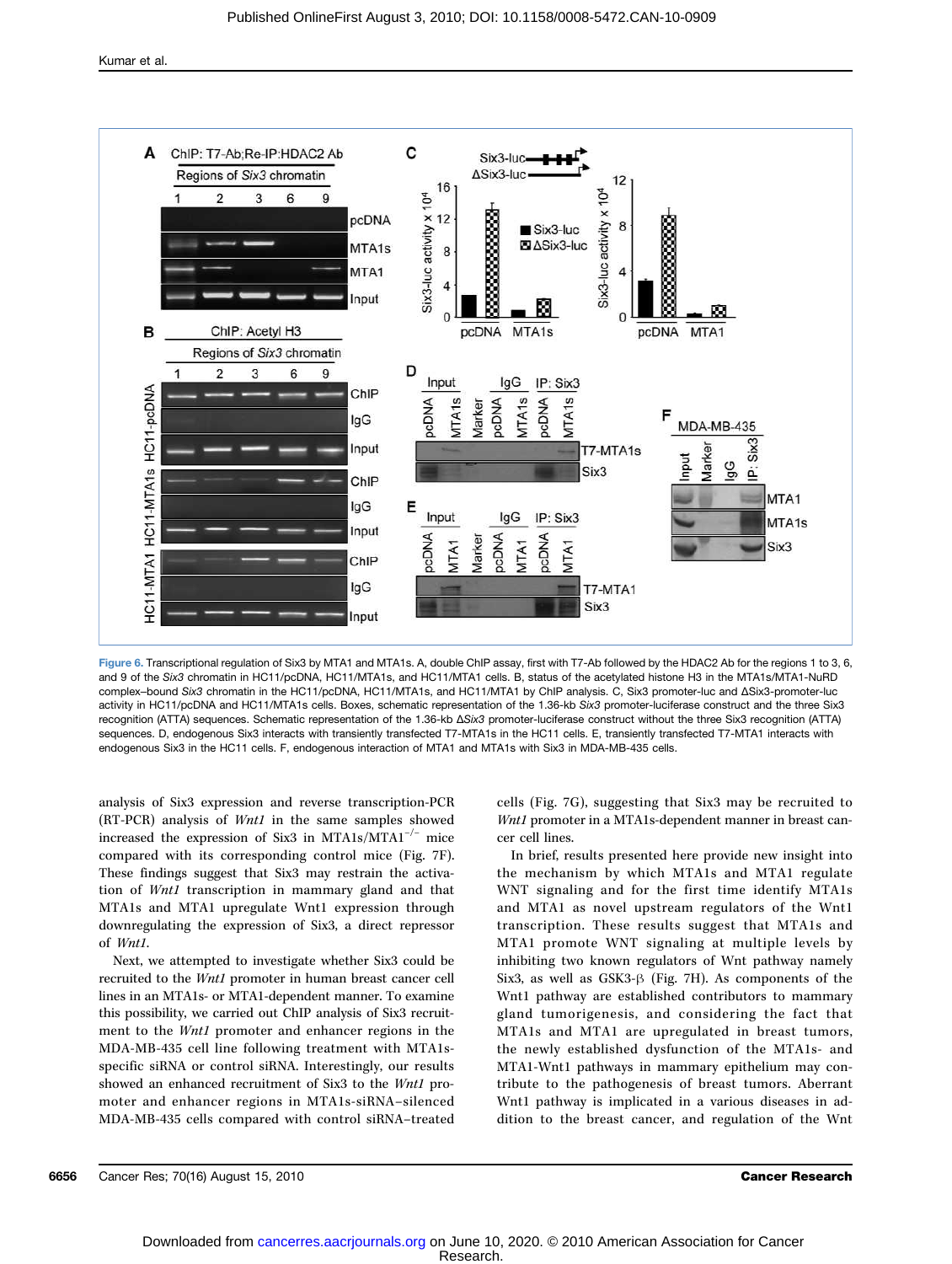Figure 6. Transcriptional regulation of Six3 by MTA1 and MTA1s. A, double ChIP assay, first with T7-Ab followed by the HDAC2 Ab for the regions 1 to 3, 6, and 9 of the *Six3* chromatin in HC11/pcDNA, HC11/MTA1s, and HC11/MTA1 cells. B, status of the acetylated histone H3 in the MTA1s/MTA1-NuRD complex–bound *Six3* chromatin in the HC11/pcDNA, HC11/MTA1s, and HC11/MTA1 by ChIP analysis. C, Six3 promoter-luc and ΔSix3-promoter-luc activity in HC11/pcDNA and HC11/MTA1s cells. Boxes, schematic representation of the 1.36-kb *Six3* promoter-luciferase construct and the three Six3 recognition (ATTA) sequences. Schematic representation of the 1.36-kb Δ*Six3* promoter-luciferase construct without the three Six3 recognition (ATTA) sequences. D, endogenous Six3 interacts with transiently transfected T7-MTA1s in the HC11 cells. E, transiently transfected T7-MTA1 interacts with endogenous Six3 in the HC11 cells. F, endogenous interaction of MTA1 and MTA1s with Six3 in MDA-MB-435 cells.

analysis of Six3 expression and reverse transcription-PCR (RT-PCR) analysis of *Wnt1* in the same samples showed increased the expression of Six3 in MTA1s/MTA1$^{-/-}$ mice compared with its corresponding control mice (Fig. 7F). These findings suggest that Six3 may restrain the activation of *Wnt1* transcription in mammary gland and that MTA1s and MTA1 upregulate Wnt1 expression through downregulating the expression of Six3, a direct repressor of *Wnt1*.

Next, we attempted to investigate whether Six3 could be recruited to the *Wnt1* promoter in human breast cancer cell lines in an MTA1s- or MTA1-dependent manner. To examine this possibility, we carried out ChIP analysis of Six3 recruitment to the *Wnt1* promoter and enhancer regions in the MDA-MB-435 cell line following treatment with MTA1s-specific siRNA or control siRNA. Interestingly, our results showed an enhanced recruitment of Six3 to the *Wnt1* promoter and enhancer regions in MTA1s-siRNA–silenced MDA-MB-435 cells compared with control siRNA–treated cells (Fig. 7G), suggesting that Six3 may be recruited to *Wnt1* promoter in a MTA1s-dependent manner in breast cancer cell lines.

In brief, results presented here provide new insight into the mechanism by which MTA1s and MTA1 regulate WNT signaling and for the first time identify MTA1s and MTA1 as novel upstream regulators of the Wnt1 transcription. These results suggest that MTA1s and MTA1 promote WNT signaling at multiple levels by inhibiting two known regulators of Wnt pathway namely Six3, as well as GSK3-β (Fig. 7H). As components of the Wnt1 pathway are established contributors to mammary gland tumorigenesis, and considering the fact that MTA1s and MTA1 are upregulated in breast tumors, the newly established dysfunction of the MTA1s- and MTA1-Wnt1 pathways in mammary epithelium may contribute to the pathogenesis of breast tumors. Aberrant Wnt1 pathway is implicated in a various diseases in addition to the breast cancer, and regulation of the Wnt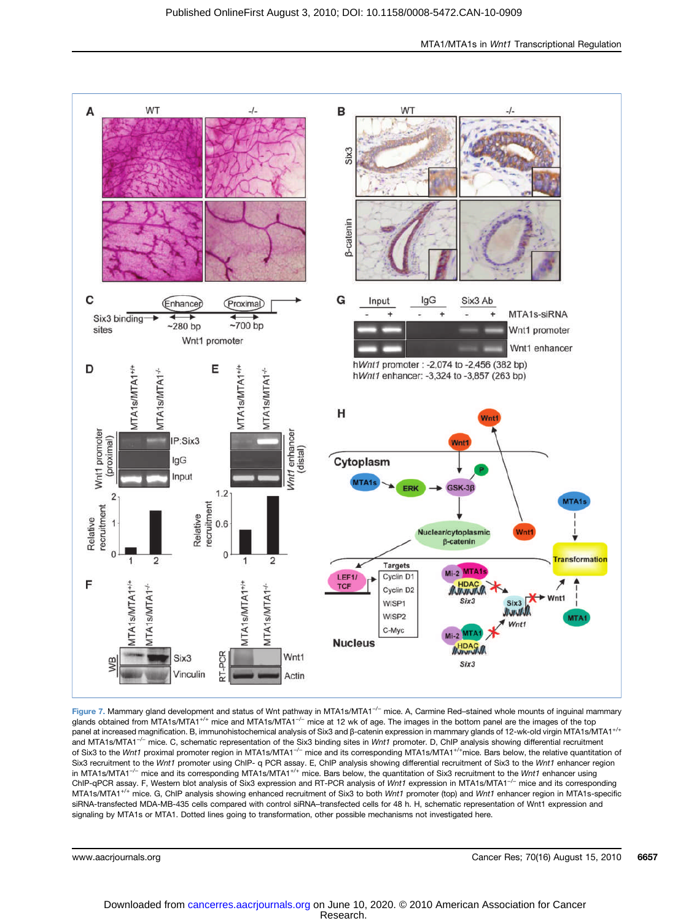Figure 7. Mammary gland development and status of Wnt pathway in MTA1s/MTA1$^{-/-}$ mice. A, Carmine Red–stained whole mounts of inguinal mammary glands obtained from MTA1s/MTA1$^{+/+}$ mice and MTA1s/MTA1$^{-/-}$ mice at 12 wk of age. The images in the bottom panel are the images of the top panel at increased magnification. B, immunohistochemical analysis of Six3 and β-catenin expression in mammary glands of 12-wk-old virgin MTA1s/MTA1$^{+/+}$ and MTA1s/MTA1$^{-/-}$ mice. C, schematic representation of the Six3 binding sites in *Wnt1* promoter. D, ChIP analysis showing differential recruitment of Six3 to the *Wnt1* proximal promoter region in MTA1s/MTA1$^{-/-}$ mice and its corresponding MTA1s/MTA1$^{+/+}$mice. Bars below, the relative quantitation of Six3 recruitment to the *Wnt1* promoter using ChIP- q PCR assay. E, ChIP analysis showing differential recruitment of Six3 to the *Wnt1* enhancer region in MTA1s/MTA1$^{-/-}$ mice and its corresponding MTA1s/MTA1$^{+/+}$ mice. Bars below, the quantitation of Six3 recruitment to the *Wnt1* enhancer using ChIP-qPCR assay. F, Western blot analysis of Six3 expression and RT-PCR analysis of *Wnt1* expression in MTA1s/MTA1$^{-/-}$ mice and its corresponding MTA1s/MTA1$^{+/+}$ mice. G, ChIP analysis showing enhanced recruitment of Six3 to both *Wnt1* promoter (top) and *Wnt1* enhancer region in MTA1s-specific siRNA-transfected MDA-MB-435 cells compared with control siRNA–transfected cells for 48 h. H, schematic representation of Wnt1 expression and signaling by MTA1s or MTA1. Dotted lines going to transformation, other possible mechanisms not investigated here.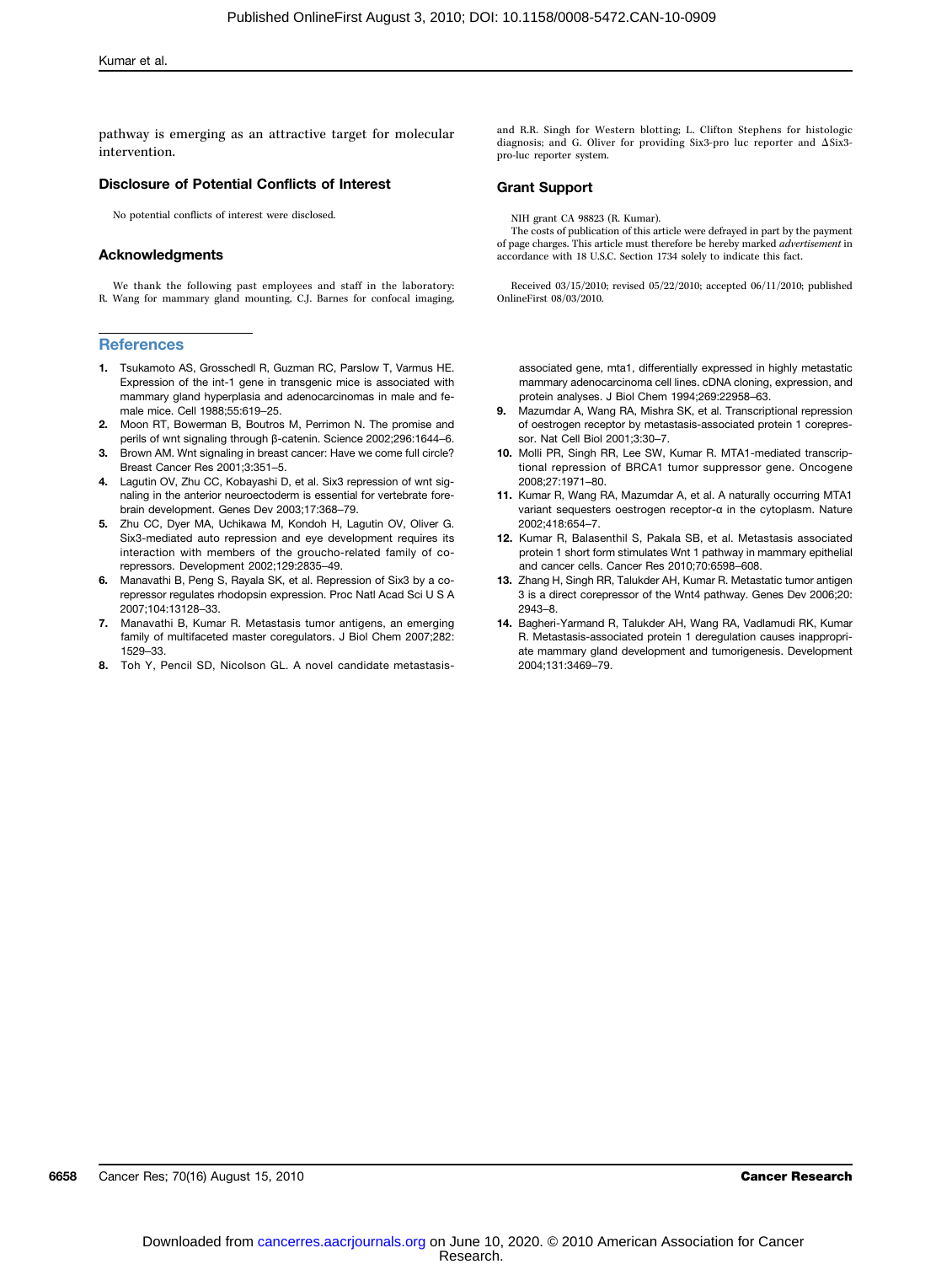pathway is emerging as an attractive target for molecular intervention.

## Disclosure of Potential Conflicts of Interest

No potential conflicts of interest were disclosed.

## Acknowledgments

We thank the following past employees and staff in the laboratory: R. Wang for mammary gland mounting, C.J. Barnes for confocal imaging, and R.R. Singh for Western blotting; L. Clifton Stephens for histologic diagnosis; and G. Oliver for providing Six3-pro luc reporter and ΔSix3-pro-luc reporter system.

## Grant Support

NIH grant CA 98823 (R. Kumar).

The costs of publication of this article were defrayed in part by the payment of page charges. This article must therefore be hereby marked *advertisement* in accordance with 18 U.S.C. Section 1734 solely to indicate this fact.

Received 03/15/2010; revised 05/22/2010; accepted 06/11/2010; published OnlineFirst 08/03/2010.

## References

1. Tsukamoto AS, Grosschedl R, Guzman RC, Parslow T, Varmus HE. Expression of the int-1 gene in transgenic mice is associated with mammary gland hyperplasia and adenocarcinomas in male and female mice. Cell 1988;55:619–25.
2. Moon RT, Bowerman B, Boutros M, Perrimon N. The promise and perils of wnt signaling through β-catenin. Science 2002;296:1644–6.
3. Brown AM. Wnt signaling in breast cancer: Have we come full circle? Breast Cancer Res 2001;3:351–5.
4. Lagutin OV, Zhu CC, Kobayashi D, et al. Six3 repression of wnt signaling in the anterior neuroectoderm is essential for vertebrate forebrain development. Genes Dev 2003;17:368–79.
5. Zhu CC, Dyer MA, Uchikawa M, Kondoh H, Lagutin OV, Oliver G. Six3-mediated auto repression and eye development requires its interaction with members of the groucho-related family of co-repressors. Development 2002;129:2835–49.
6. Manavathi B, Peng S, Rayala SK, et al. Repression of Six3 by a corepressor regulates rhodopsin expression. Proc Natl Acad Sci U S A 2007;104:13128–33.
7. Manavathi B, Kumar R. Metastasis tumor antigens, an emerging family of multifaceted master coregulators. J Biol Chem 2007;282:1529–33.
8. Toh Y, Pencil SD, Nicolson GL. A novel candidate metastasis-associated gene, mta1, differentially expressed in highly metastatic mammary adenocarcinoma cell lines. cDNA cloning, expression, and protein analyses. J Biol Chem 1994;269:22958–63.
9. Mazumdar A, Wang RA, Mishra SK, et al. Transcriptional repression of oestrogen receptor by metastasis-associated protein 1 corepressor. Nat Cell Biol 2001;3:30–7.
10. Molli PR, Singh RR, Lee SW, Kumar R. MTA1-mediated transcriptional repression of BRCA1 tumor suppressor gene. Oncogene 2008;27:1971–80.
11. Kumar R, Wang RA, Mazumdar A, et al. A naturally occurring MTA1 variant sequesters oestrogen receptor-α in the cytoplasm. Nature 2002;418:654–7.
12. Kumar R, Balasenthil S, Pakala SB, et al. Metastasis associated protein 1 short form stimulates Wnt 1 pathway in mammary epithelial and cancer cells. Cancer Res 2010;70:6598–608.
13. Zhang H, Singh RR, Talukder AH, Kumar R. Metastatic tumor antigen 3 is a direct corepressor of the Wnt4 pathway. Genes Dev 2006;20:2943–8.
14. Bagheri-Yarmand R, Talukder AH, Wang RA, Vadlamudi RK, Kumar R. Metastasis-associated protein 1 deregulation causes inappropriate mammary gland development and tumorigenesis. Development 2004;131:3469–79.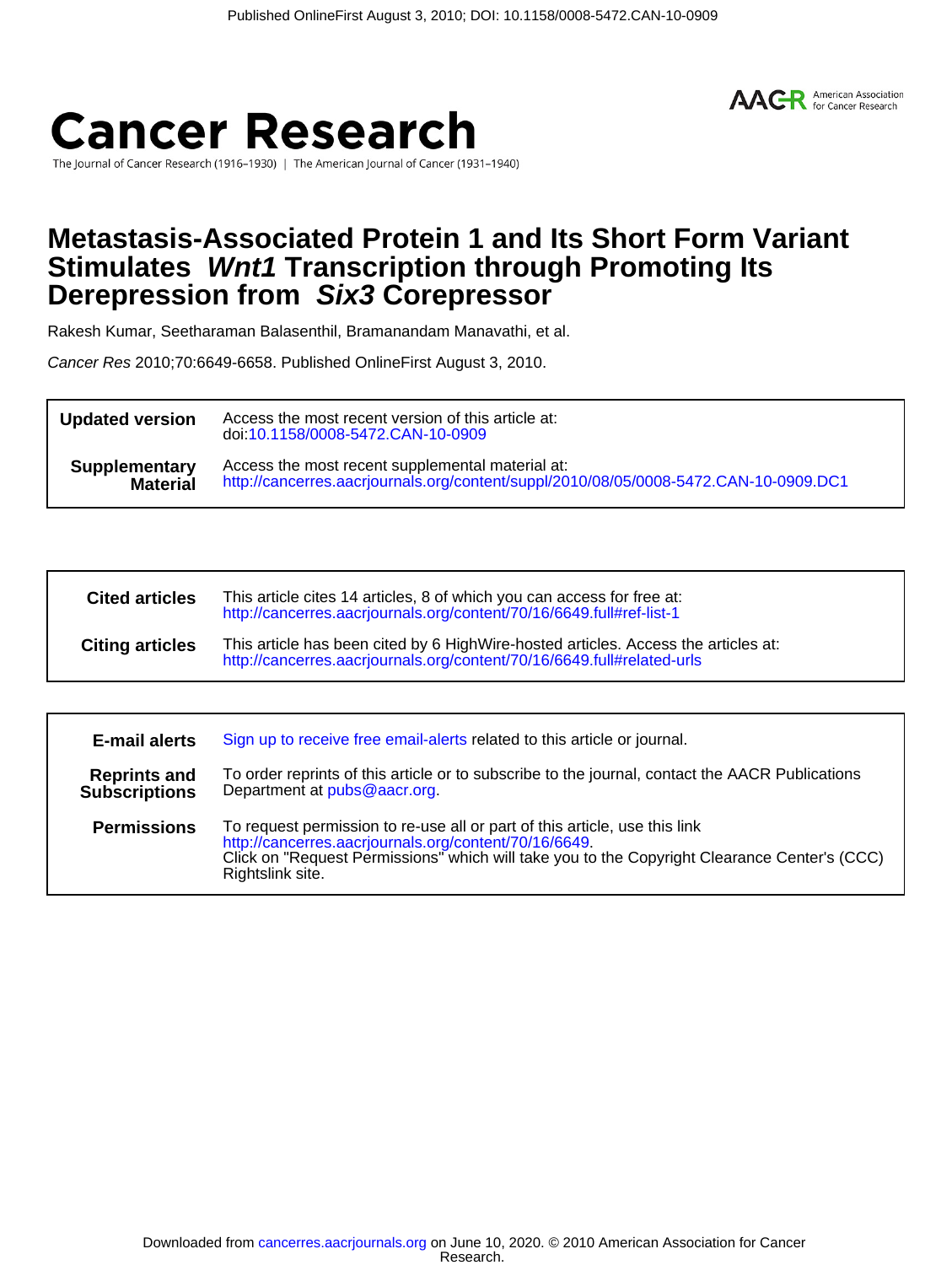Published OnlineFirst August 3, 2010; DOI: 10.1158/0008-5472.CAN-10-0909

# Cancer Research

The Journal of Cancer Research (1916–1930) | The American Journal of Cancer (1931–1940)

AACR American Association for Cancer Research

# Metastasis-Associated Protein 1 and Its Short Form Variant Stimulates *Wnt1* Transcription through Promoting Its Derepression from *Six3* Corepressor

Rakesh Kumar, Seetharaman Balasenthil, Bramanandam Manavathi, et al.

*Cancer Res* 2010;70:6649-6658. Published OnlineFirst August 3, 2010.

| | |
|---|---|
| **Updated version** | Access the most recent version of this article at: doi:10.1158/0008-5472.CAN-10-0909 |
| **Supplementary Material** | Access the most recent supplemental material at: http://cancerres.aacrjournals.org/content/suppl/2010/08/05/0008-5472.CAN-10-0909.DC1 |

| | |
|---|---|
| **Cited articles** | This article cites 14 articles, 8 of which you can access for free at: http://cancerres.aacrjournals.org/content/70/16/6649.full#ref-list-1 |
| **Citing articles** | This article has been cited by 6 HighWire-hosted articles. Access the articles at: http://cancerres.aacrjournals.org/content/70/16/6649.full#related-urls |

| | |
|---|---|
| **E-mail alerts** | Sign up to receive free email-alerts related to this article or journal. |
| **Reprints and Subscriptions** | To order reprints of this article or to subscribe to the journal, contact the AACR Publications Department at pubs@aacr.org. |
| **Permissions** | To request permission to re-use all or part of this article, use this link http://cancerres.aacrjournals.org/content/70/16/6649. Click on "Request Permissions" which will take you to the Copyright Clearance Center's (CCC) Rightslink site. |

Downloaded from cancerres.aacrjournals.org on June 10, 2020. © 2010 American Association for Cancer Research.